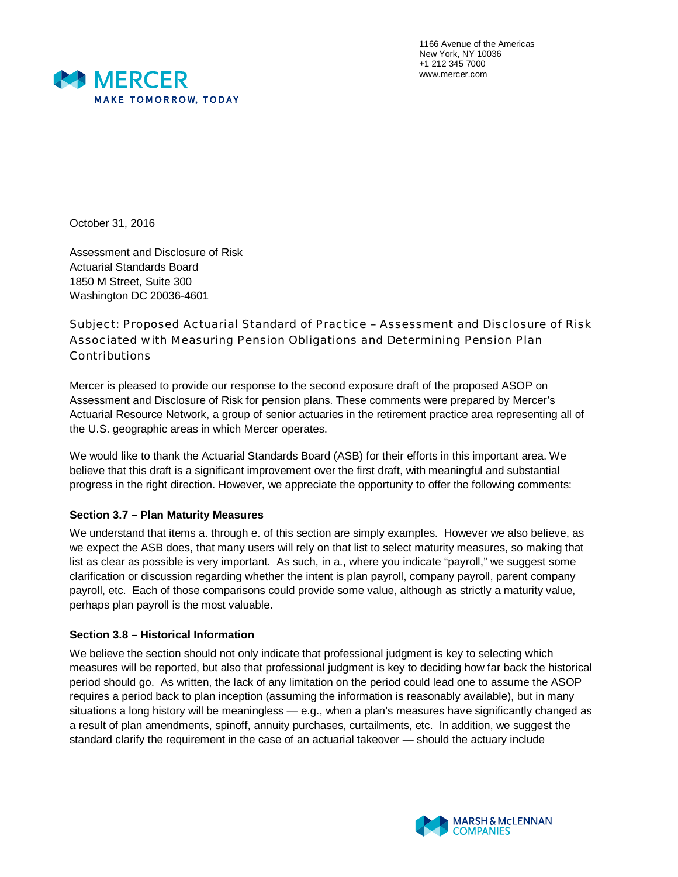1166 Avenue of the Americas
New York, NY 10036
+1 212 345 7000
www.mercer.com

October 31, 2016

Assessment and Disclosure of Risk
Actuarial Standards Board
1850 M Street, Suite 300
Washington DC 20036-4601

Subject: Proposed Actuarial Standard of Practice – Assessment and Disclosure of Risk Associated with Measuring Pension Obligations and Determining Pension Plan Contributions

Mercer is pleased to provide our response to the second exposure draft of the proposed ASOP on Assessment and Disclosure of Risk for pension plans. These comments were prepared by Mercer's Actuarial Resource Network, a group of senior actuaries in the retirement practice area representing all of the U.S. geographic areas in which Mercer operates.

We would like to thank the Actuarial Standards Board (ASB) for their efforts in this important area. We believe that this draft is a significant improvement over the first draft, with meaningful and substantial progress in the right direction. However, we appreciate the opportunity to offer the following comments:

**Section 3.7 – Plan Maturity Measures**

We understand that items a. through e. of this section are simply examples. However we also believe, as we expect the ASB does, that many users will rely on that list to select maturity measures, so making that list as clear as possible is very important. As such, in a., where you indicate "payroll," we suggest some clarification or discussion regarding whether the intent is plan payroll, company payroll, parent company payroll, etc. Each of those comparisons could provide some value, although as strictly a maturity value, perhaps plan payroll is the most valuable.

**Section 3.8 – Historical Information**

We believe the section should not only indicate that professional judgment is key to selecting which measures will be reported, but also that professional judgment is key to deciding how far back the historical period should go. As written, the lack of any limitation on the period could lead one to assume the ASOP requires a period back to plan inception (assuming the information is reasonably available), but in many situations a long history will be meaningless — e.g., when a plan's measures have significantly changed as a result of plan amendments, spinoff, annuity purchases, curtailments, etc. In addition, we suggest the standard clarify the requirement in the case of an actuarial takeover — should the actuary include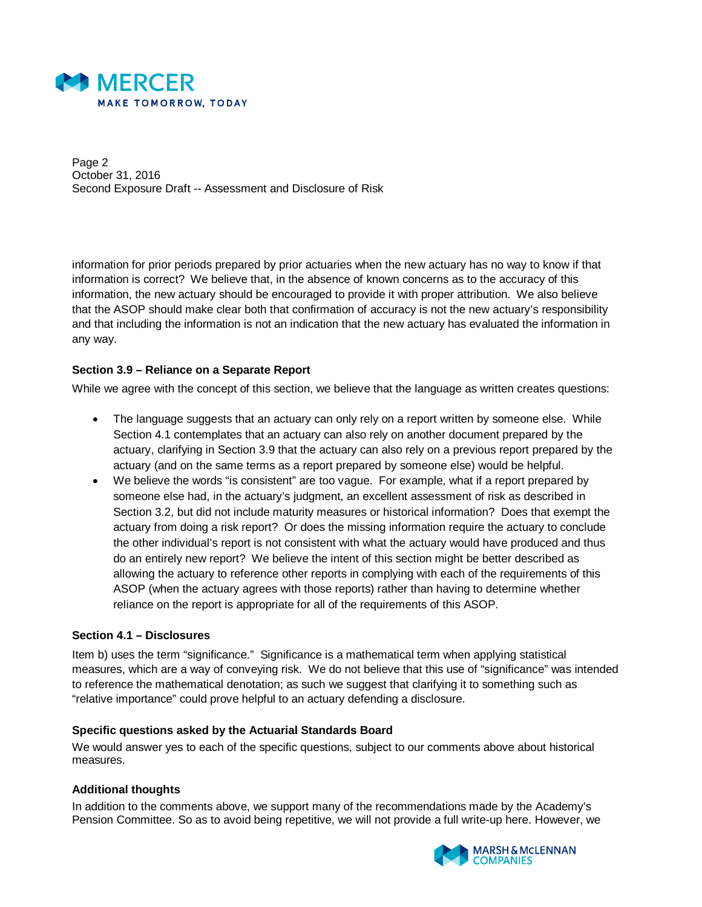information for prior periods prepared by prior actuaries when the new actuary has no way to know if that information is correct? We believe that, in the absence of known concerns as to the accuracy of this information, the new actuary should be encouraged to provide it with proper attribution. We also believe that the ASOP should make clear both that confirmation of accuracy is not the new actuary's responsibility and that including the information is not an indication that the new actuary has evaluated the information in any way.

**Section 3.9 – Reliance on a Separate Report**

While we agree with the concept of this section, we believe that the language as written creates questions:

- The language suggests that an actuary can only rely on a report written by someone else. While Section 4.1 contemplates that an actuary can also rely on another document prepared by the actuary, clarifying in Section 3.9 that the actuary can also rely on a previous report prepared by the actuary (and on the same terms as a report prepared by someone else) would be helpful.
- We believe the words "is consistent" are too vague. For example, what if a report prepared by someone else had, in the actuary's judgment, an excellent assessment of risk as described in Section 3.2, but did not include maturity measures or historical information? Does that exempt the actuary from doing a risk report? Or does the missing information require the actuary to conclude the other individual's report is not consistent with what the actuary would have produced and thus do an entirely new report? We believe the intent of this section might be better described as allowing the actuary to reference other reports in complying with each of the requirements of this ASOP (when the actuary agrees with those reports) rather than having to determine whether reliance on the report is appropriate for all of the requirements of this ASOP.

**Section 4.1 – Disclosures**

Item b) uses the term "significance." Significance is a mathematical term when applying statistical measures, which are a way of conveying risk. We do not believe that this use of "significance" was intended to reference the mathematical denotation; as such we suggest that clarifying it to something such as "relative importance" could prove helpful to an actuary defending a disclosure.

**Specific questions asked by the Actuarial Standards Board**

We would answer yes to each of the specific questions, subject to our comments above about historical measures.

**Additional thoughts**

In addition to the comments above, we support many of the recommendations made by the Academy's Pension Committee. So as to avoid being repetitive, we will not provide a full write-up here. However, we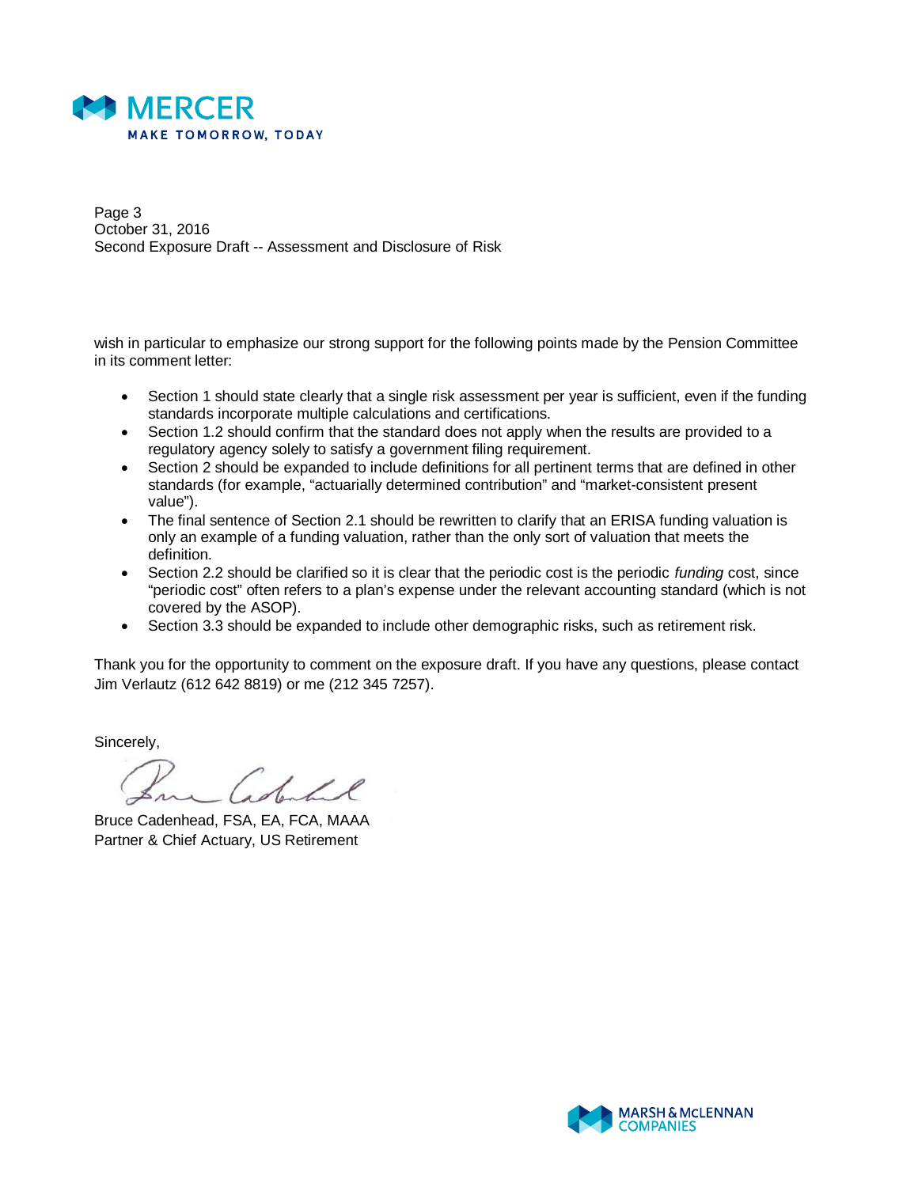wish in particular to emphasize our strong support for the following points made by the Pension Committee in its comment letter:

- Section 1 should state clearly that a single risk assessment per year is sufficient, even if the funding standards incorporate multiple calculations and certifications.
- Section 1.2 should confirm that the standard does not apply when the results are provided to a regulatory agency solely to satisfy a government filing requirement.
- Section 2 should be expanded to include definitions for all pertinent terms that are defined in other standards (for example, "actuarially determined contribution" and "market-consistent present value").
- The final sentence of Section 2.1 should be rewritten to clarify that an ERISA funding valuation is only an example of a funding valuation, rather than the only sort of valuation that meets the definition.
- Section 2.2 should be clarified so it is clear that the periodic cost is the periodic *funding* cost, since "periodic cost" often refers to a plan's expense under the relevant accounting standard (which is not covered by the ASOP).
- Section 3.3 should be expanded to include other demographic risks, such as retirement risk.

Thank you for the opportunity to comment on the exposure draft. If you have any questions, please contact Jim Verlautz (612 642 8819) or me (212 345 7257).

Sincerely,

Bruce Cadenhead, FSA, EA, FCA, MAAA
Partner & Chief Actuary, US Retirement